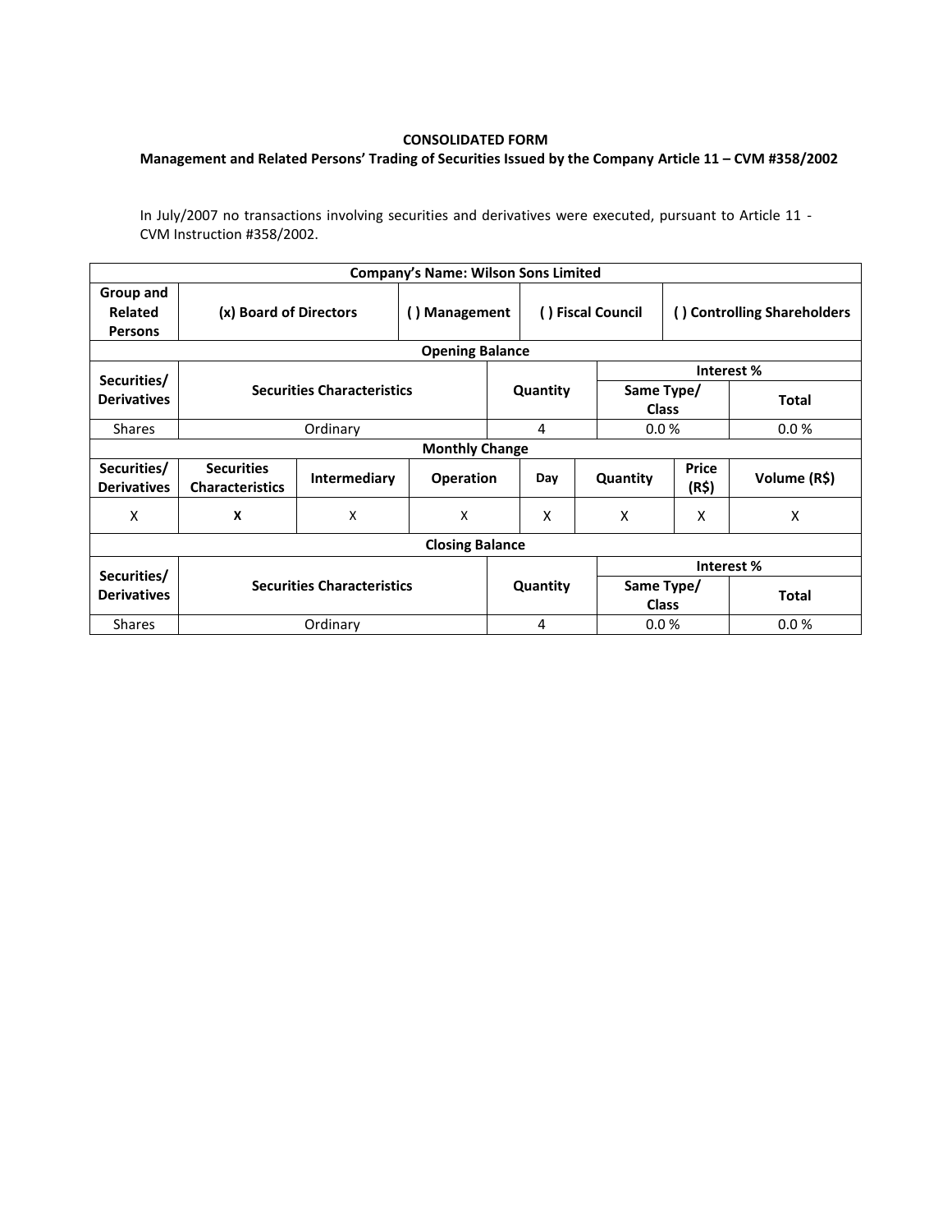**CONSOLIDATED FORM**

**Management and Related Persons' Trading of Securities Issued by the Company Article 11 – CVM #358/2002**

In July/2007 no transactions involving securities and derivatives were executed, pursuant to Article 11 - CVM Instruction #358/2002.

| **Company's Name: Wilson Sons Limited** | | | | | | | |
|---|---|---|---|---|---|---|---|
| **Group and Related Persons** | **(x) Board of Directors** | | **( ) Management** | **( ) Fiscal Council** | | **( ) Controlling Shareholders** | |
| **Opening Balance** | | | | | | | |
| **Securities/ Derivatives** | **Securities Characteristics** | | | **Quantity** | | **Interest %** | |
| | | | | | | **Same Type/ Class** | **Total** |
| Shares | Ordinary | | | 4 | | 0.0 % | 0.0 % |
| **Monthly Change** | | | | | | | |
| **Securities/ Derivatives** | **Securities Characteristics** | **Intermediary** | **Operation** | **Day** | **Quantity** | **Price (R$)** | **Volume (R$)** |
| X | **X** | X | X | X | X | X | X |
| **Closing Balance** | | | | | | | |
| **Securities/ Derivatives** | **Securities Characteristics** | | | **Quantity** | | **Interest %** | |
| | | | | | | **Same Type/ Class** | **Total** |
| Shares | Ordinary | | | 4 | | 0.0 % | 0.0 % |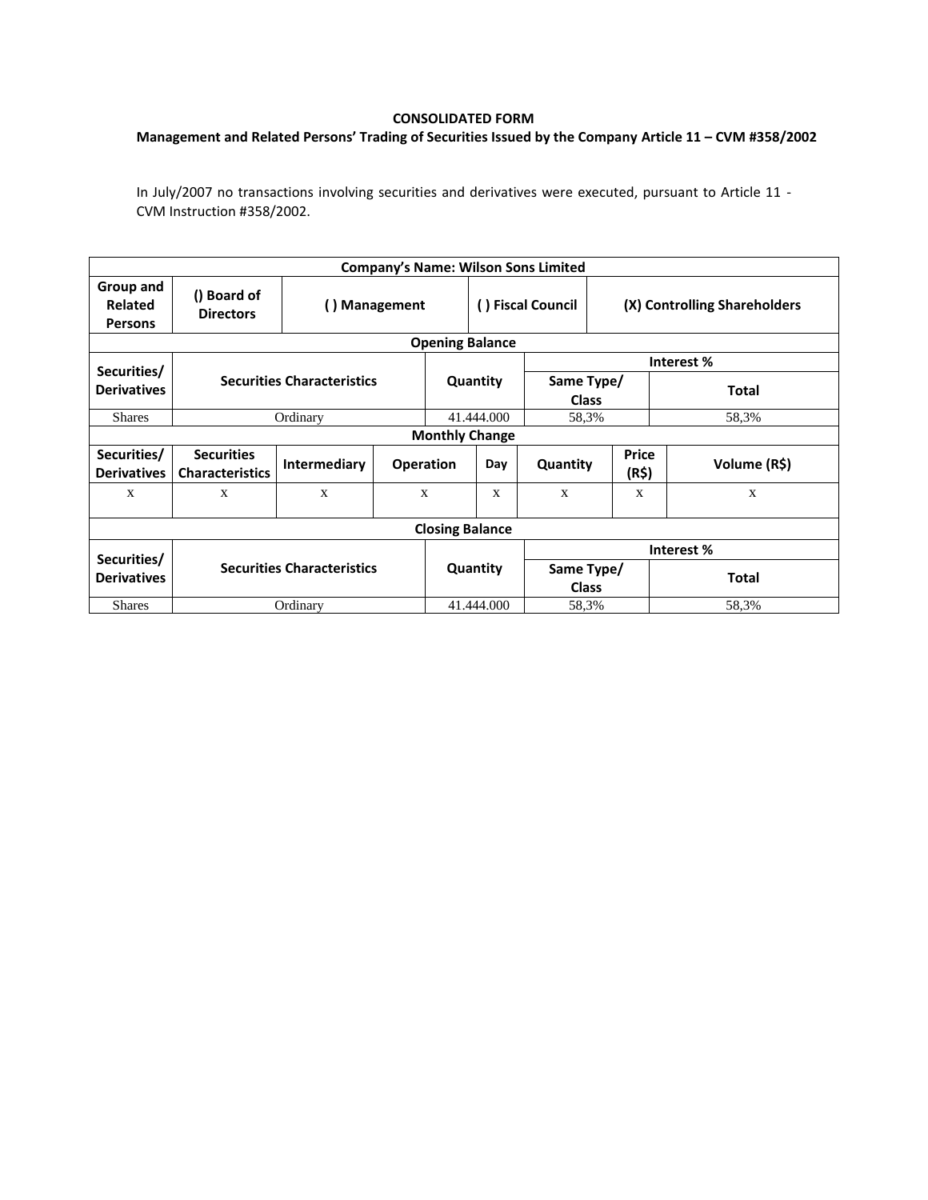**CONSOLIDATED FORM**

**Management and Related Persons' Trading of Securities Issued by the Company Article 11 – CVM #358/2002**

In July/2007 no transactions involving securities and derivatives were executed, pursuant to Article 11 - CVM Instruction #358/2002.

| Company's Name: Wilson Sons Limited | | | | | | | |
|---|---|---|---|---|---|---|---|
| **Group and Related Persons** | **() Board of Directors** | **( ) Management** | | **( ) Fiscal Council** | | **(X) Controlling Shareholders** | |
| **Opening Balance** | | | | | | | |
| **Securities/ Derivatives** | **Securities Characteristics** | | | **Quantity** | | **Interest %** | |
| | | | | | | **Same Type/ Class** | **Total** |
| Shares | Ordinary | | | 41.444.000 | | 58,3% | 58,3% |
| **Monthly Change** | | | | | | | |
| **Securities/ Derivatives** | **Securities Characteristics** | **Intermediary** | **Operation** | **Day** | **Quantity** | **Price (R$)** | **Volume (R$)** |
| X | X | X | X | X | X | X | X |
| **Closing Balance** | | | | | | | |
| **Securities/ Derivatives** | **Securities Characteristics** | | | **Quantity** | | **Interest %** | |
| | | | | | | **Same Type/ Class** | **Total** |
| Shares | Ordinary | | | 41.444.000 | | 58,3% | 58,3% |